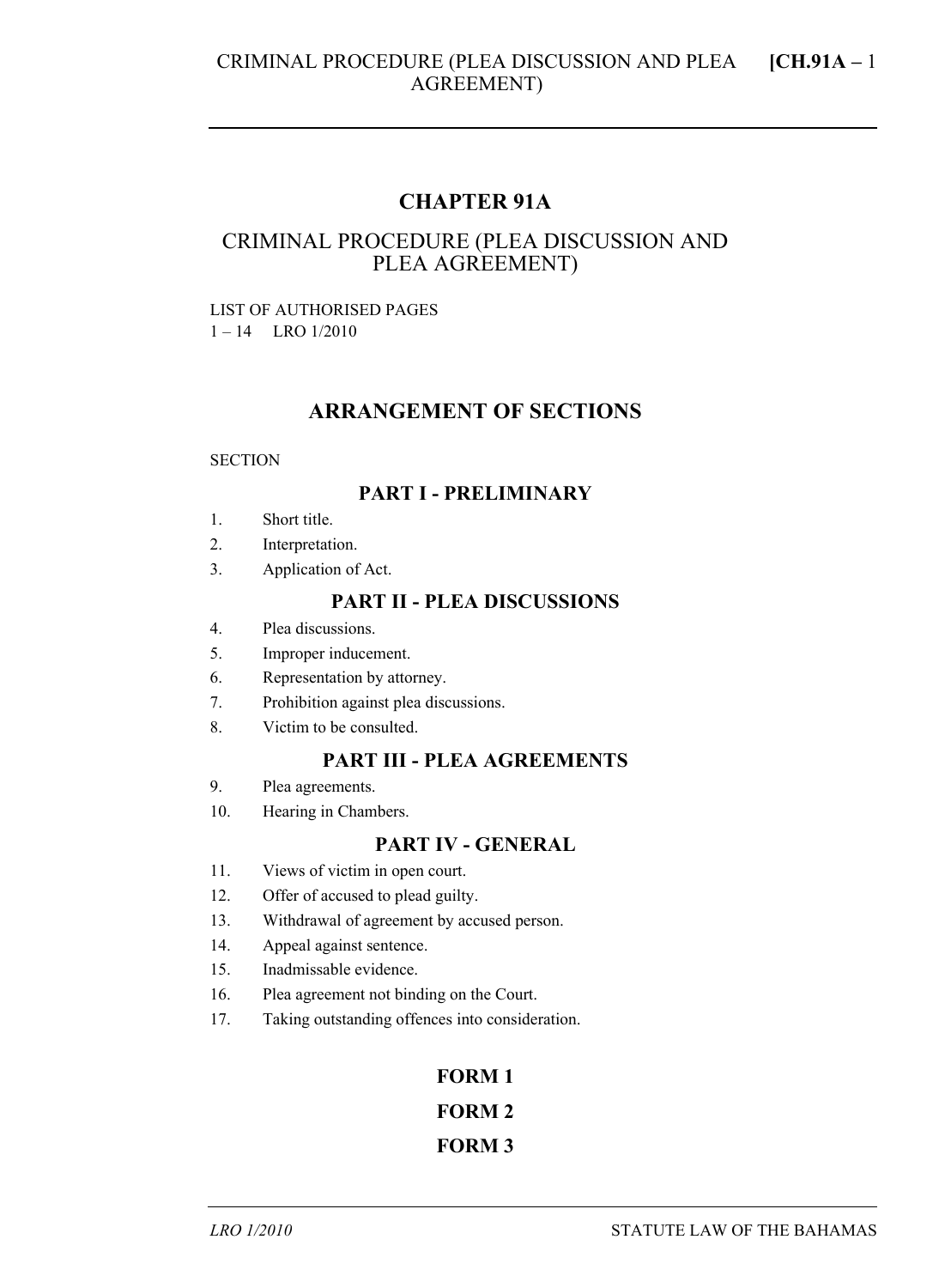# CHAPTER 91A

## CRIMINAL PROCEDURE (PLEA DISCUSSION AND PLEA AGREEMENT)

LIST OF AUTHORISED PAGES
1 – 14 LRO 1/2010

## ARRANGEMENT OF SECTIONS

SECTION

### PART I - PRELIMINARY

1. Short title.
2. Interpretation.
3. Application of Act.

### PART II - PLEA DISCUSSIONS

4. Plea discussions.
5. Improper inducement.
6. Representation by attorney.
7. Prohibition against plea discussions.
8. Victim to be consulted.

### PART III - PLEA AGREEMENTS

9. Plea agreements.
10. Hearing in Chambers.

### PART IV - GENERAL

11. Views of victim in open court.
12. Offer of accused to plead guilty.
13. Withdrawal of agreement by accused person.
14. Appeal against sentence.
15. Inadmissable evidence.
16. Plea agreement not binding on the Court.
17. Taking outstanding offences into consideration.

### FORM 1

### FORM 2

### FORM 3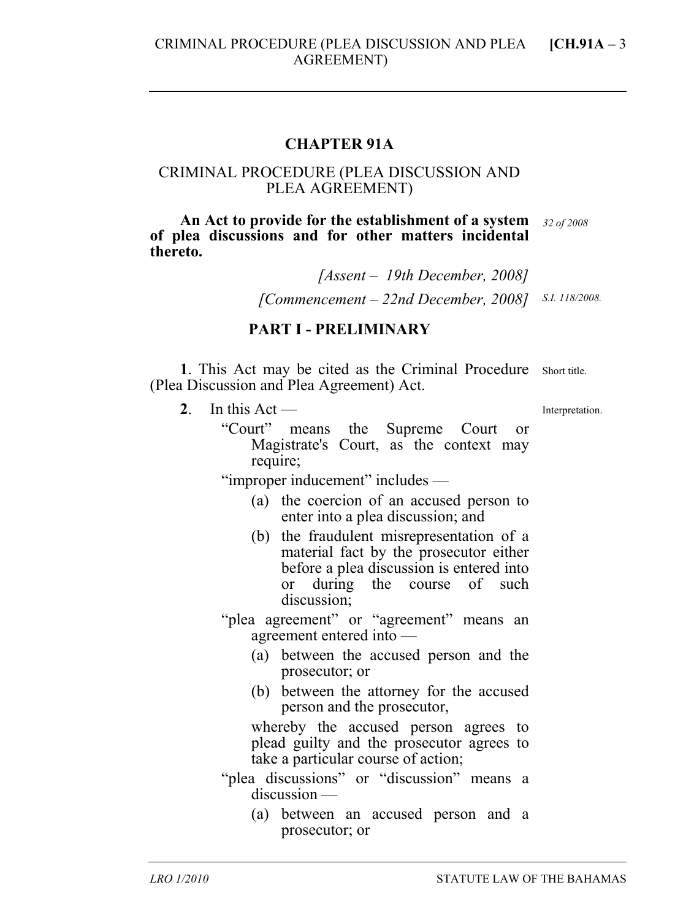# CHAPTER 91A

## CRIMINAL PROCEDURE (PLEA DISCUSSION AND PLEA AGREEMENT)

**An Act to provide for the establishment of a system of plea discussions and for other matters incidental thereto.**

*32 of 2008*

*[Assent – 19th December, 2008]*

*[Commencement – 22nd December, 2008]* *S.I. 118/2008.*

## PART I - PRELIMINARY

Short title.

**1**. This Act may be cited as the Criminal Procedure (Plea Discussion and Plea Agreement) Act.

Interpretation.

**2**. In this Act —

"Court" means the Supreme Court or Magistrate's Court, as the context may require;

"improper inducement" includes —

(a) the coercion of an accused person to enter into a plea discussion; and

(b) the fraudulent misrepresentation of a material fact by the prosecutor either before a plea discussion is entered into or during the course of such discussion;

"plea agreement" or "agreement" means an agreement entered into —

(a) between the accused person and the prosecutor; or

(b) between the attorney for the accused person and the prosecutor,

whereby the accused person agrees to plead guilty and the prosecutor agrees to take a particular course of action;

"plea discussions" or "discussion" means a discussion —

(a) between an accused person and a prosecutor; or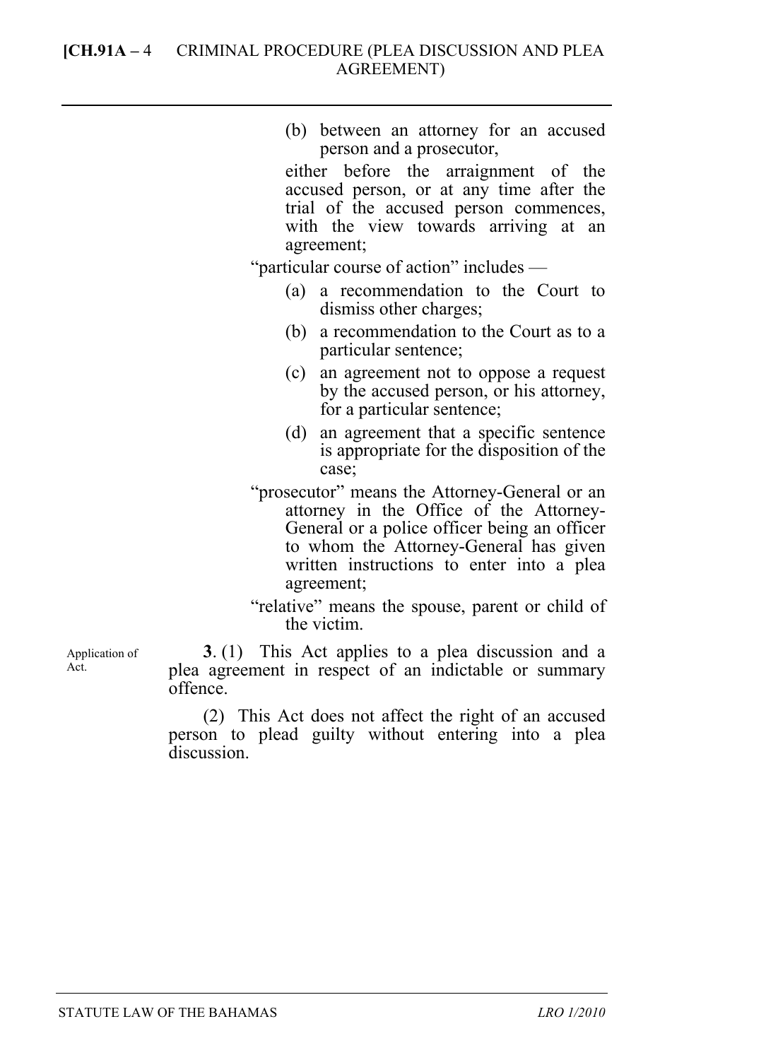(b) between an attorney for an accused person and a prosecutor,

either before the arraignment of the accused person, or at any time after the trial of the accused person commences, with the view towards arriving at an agreement;

"particular course of action" includes —

(a) a recommendation to the Court to dismiss other charges;

(b) a recommendation to the Court as to a particular sentence;

(c) an agreement not to oppose a request by the accused person, or his attorney, for a particular sentence;

(d) an agreement that a specific sentence is appropriate for the disposition of the case;

"prosecutor" means the Attorney-General or an attorney in the Office of the Attorney-General or a police officer being an officer to whom the Attorney-General has given written instructions to enter into a plea agreement;

"relative" means the spouse, parent or child of the victim.

Application of Act.

**3**. (1) This Act applies to a plea discussion and a plea agreement in respect of an indictable or summary offence.

(2) This Act does not affect the right of an accused person to plead guilty without entering into a plea discussion.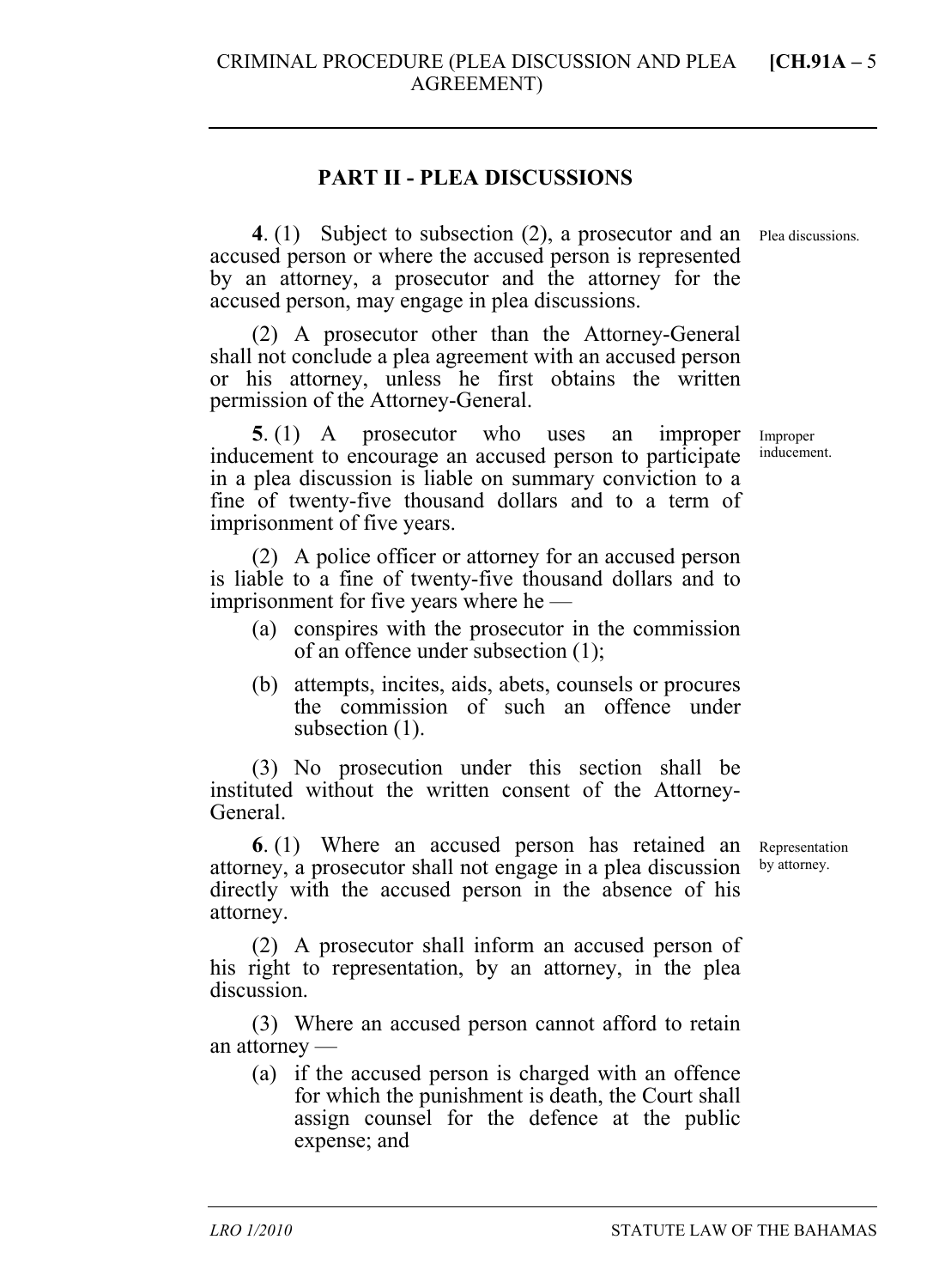## PART II - PLEA DISCUSSIONS

**4**. (1) Subject to subsection (2), a prosecutor and an accused person or where the accused person is represented by an attorney, a prosecutor and the attorney for the accused person, may engage in plea discussions.

Plea discussions.

(2) A prosecutor other than the Attorney-General shall not conclude a plea agreement with an accused person or his attorney, unless he first obtains the written permission of the Attorney-General.

**5**. (1) A prosecutor who uses an improper inducement to encourage an accused person to participate in a plea discussion is liable on summary conviction to a fine of twenty-five thousand dollars and to a term of imprisonment of five years.

Improper inducement.

(2) A police officer or attorney for an accused person is liable to a fine of twenty-five thousand dollars and to imprisonment for five years where he —

(a) conspires with the prosecutor in the commission of an offence under subsection (1);

(b) attempts, incites, aids, abets, counsels or procures the commission of such an offence under subsection (1).

(3) No prosecution under this section shall be instituted without the written consent of the Attorney-General.

**6**. (1) Where an accused person has retained an attorney, a prosecutor shall not engage in a plea discussion directly with the accused person in the absence of his attorney.

Representation by attorney.

(2) A prosecutor shall inform an accused person of his right to representation, by an attorney, in the plea discussion.

(3) Where an accused person cannot afford to retain an attorney —

(a) if the accused person is charged with an offence for which the punishment is death, the Court shall assign counsel for the defence at the public expense; and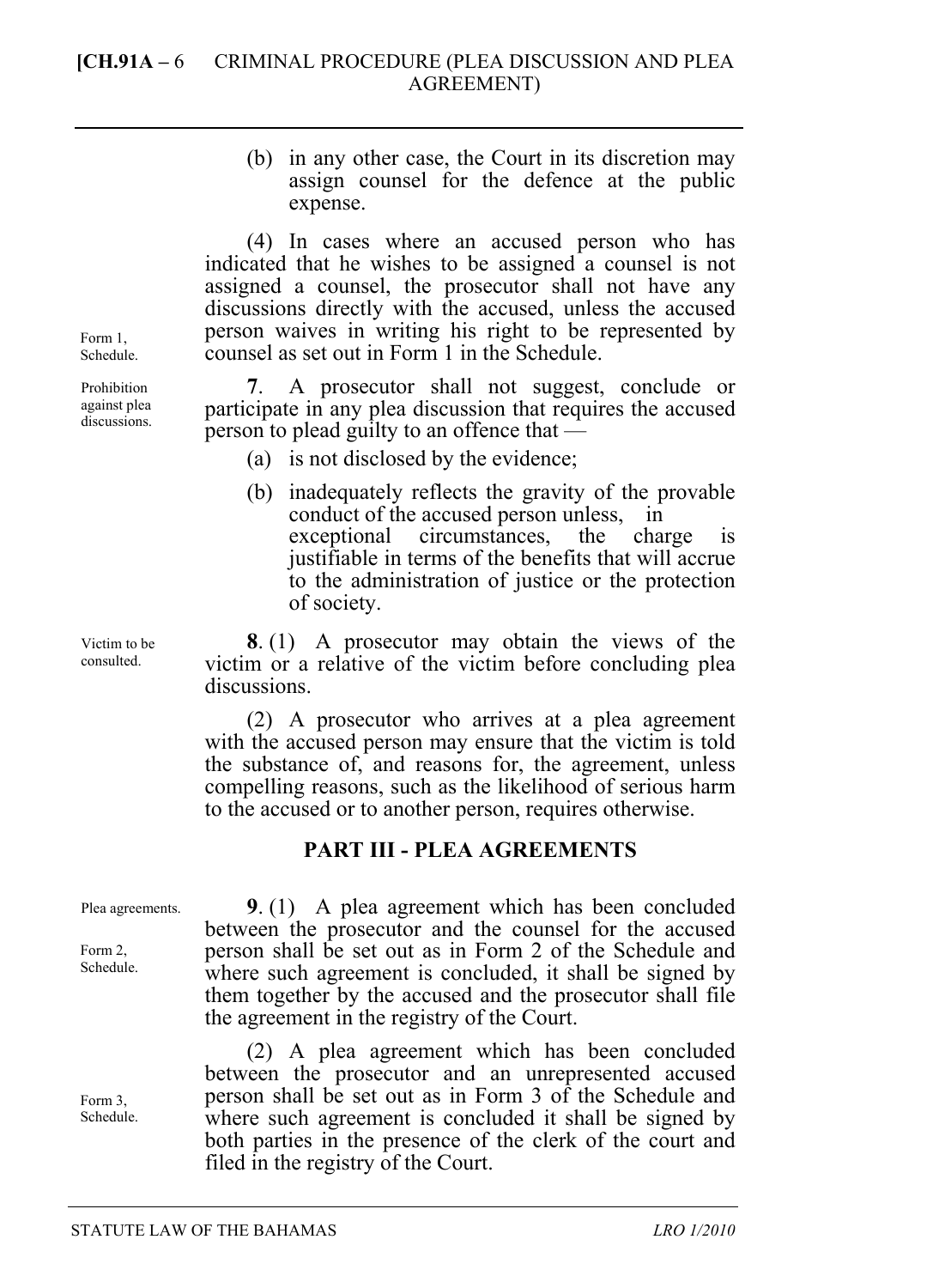(b) in any other case, the Court in its discretion may assign counsel for the defence at the public expense.

(4) In cases where an accused person who has indicated that he wishes to be assigned a counsel is not assigned a counsel, the prosecutor shall not have any discussions directly with the accused, unless the accused person waives in writing his right to be represented by counsel as set out in Form 1 in the Schedule.

*Form 1, Schedule.*

*Prohibition against plea discussions.*

**7**. A prosecutor shall not suggest, conclude or participate in any plea discussion that requires the accused person to plead guilty to an offence that —

(a) is not disclosed by the evidence;

(b) inadequately reflects the gravity of the provable conduct of the accused person unless, in exceptional circumstances, the charge is justifiable in terms of the benefits that will accrue to the administration of justice or the protection of society.

*Victim to be consulted.*

**8**. (1) A prosecutor may obtain the views of the victim or a relative of the victim before concluding plea discussions.

(2) A prosecutor who arrives at a plea agreement with the accused person may ensure that the victim is told the substance of, and reasons for, the agreement, unless compelling reasons, such as the likelihood of serious harm to the accused or to another person, requires otherwise.

## PART III - PLEA AGREEMENTS

*Plea agreements.*

*Form 2, Schedule.*

**9**. (1) A plea agreement which has been concluded between the prosecutor and the counsel for the accused person shall be set out as in Form 2 of the Schedule and where such agreement is concluded, it shall be signed by them together by the accused and the prosecutor shall file the agreement in the registry of the Court.

*Form 3, Schedule.*

(2) A plea agreement which has been concluded between the prosecutor and an unrepresented accused person shall be set out as in Form 3 of the Schedule and where such agreement is concluded it shall be signed by both parties in the presence of the clerk of the court and filed in the registry of the Court.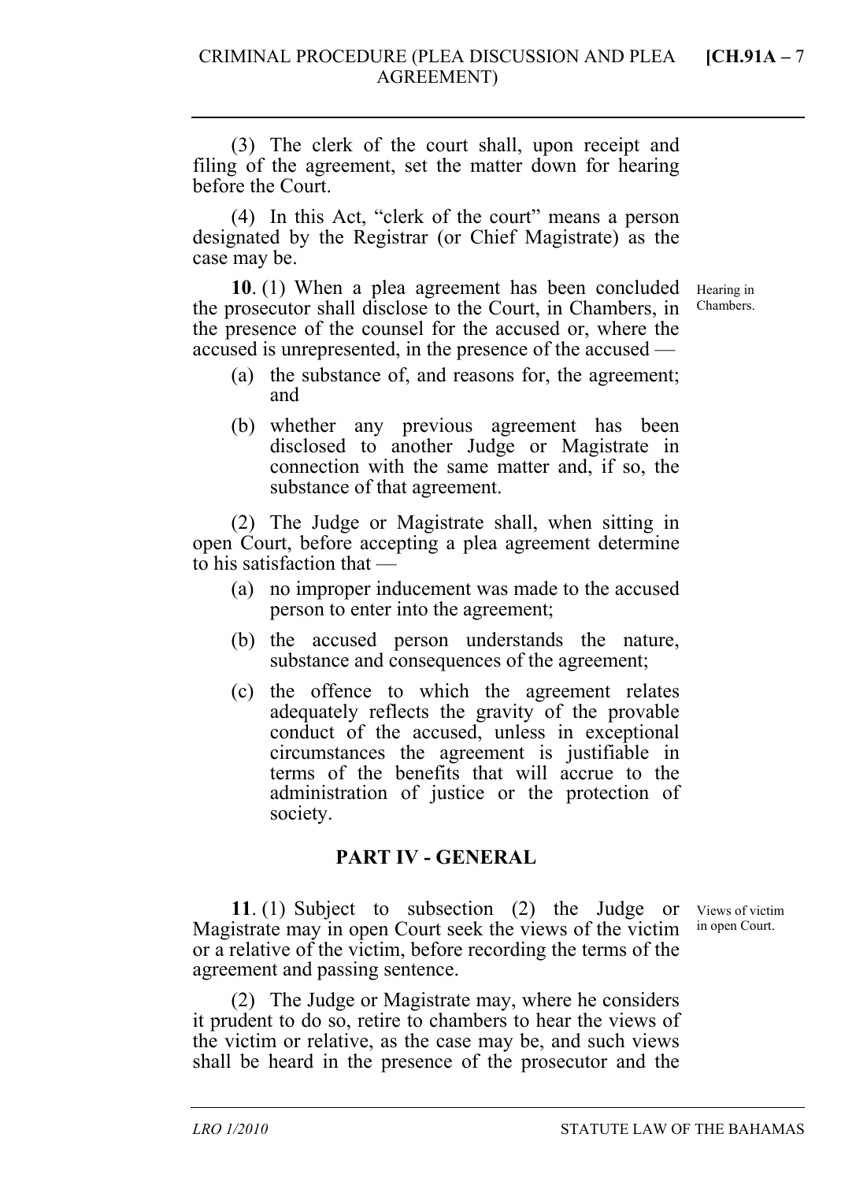(3) The clerk of the court shall, upon receipt and filing of the agreement, set the matter down for hearing before the Court.

(4) In this Act, "clerk of the court" means a person designated by the Registrar (or Chief Magistrate) as the case may be.

Hearing in Chambers.

**10**. (1) When a plea agreement has been concluded the prosecutor shall disclose to the Court, in Chambers, in the presence of the counsel for the accused or, where the accused is unrepresented, in the presence of the accused —

(a) the substance of, and reasons for, the agreement; and

(b) whether any previous agreement has been disclosed to another Judge or Magistrate in connection with the same matter and, if so, the substance of that agreement.

(2) The Judge or Magistrate shall, when sitting in open Court, before accepting a plea agreement determine to his satisfaction that —

(a) no improper inducement was made to the accused person to enter into the agreement;

(b) the accused person understands the nature, substance and consequences of the agreement;

(c) the offence to which the agreement relates adequately reflects the gravity of the provable conduct of the accused, unless in exceptional circumstances the agreement is justifiable in terms of the benefits that will accrue to the administration of justice or the protection of society.

## PART IV - GENERAL

Views of victim in open Court.

**11**. (1) Subject to subsection (2) the Judge or Magistrate may in open Court seek the views of the victim or a relative of the victim, before recording the terms of the agreement and passing sentence.

(2) The Judge or Magistrate may, where he considers it prudent to do so, retire to chambers to hear the views of the victim or relative, as the case may be, and such views shall be heard in the presence of the prosecutor and the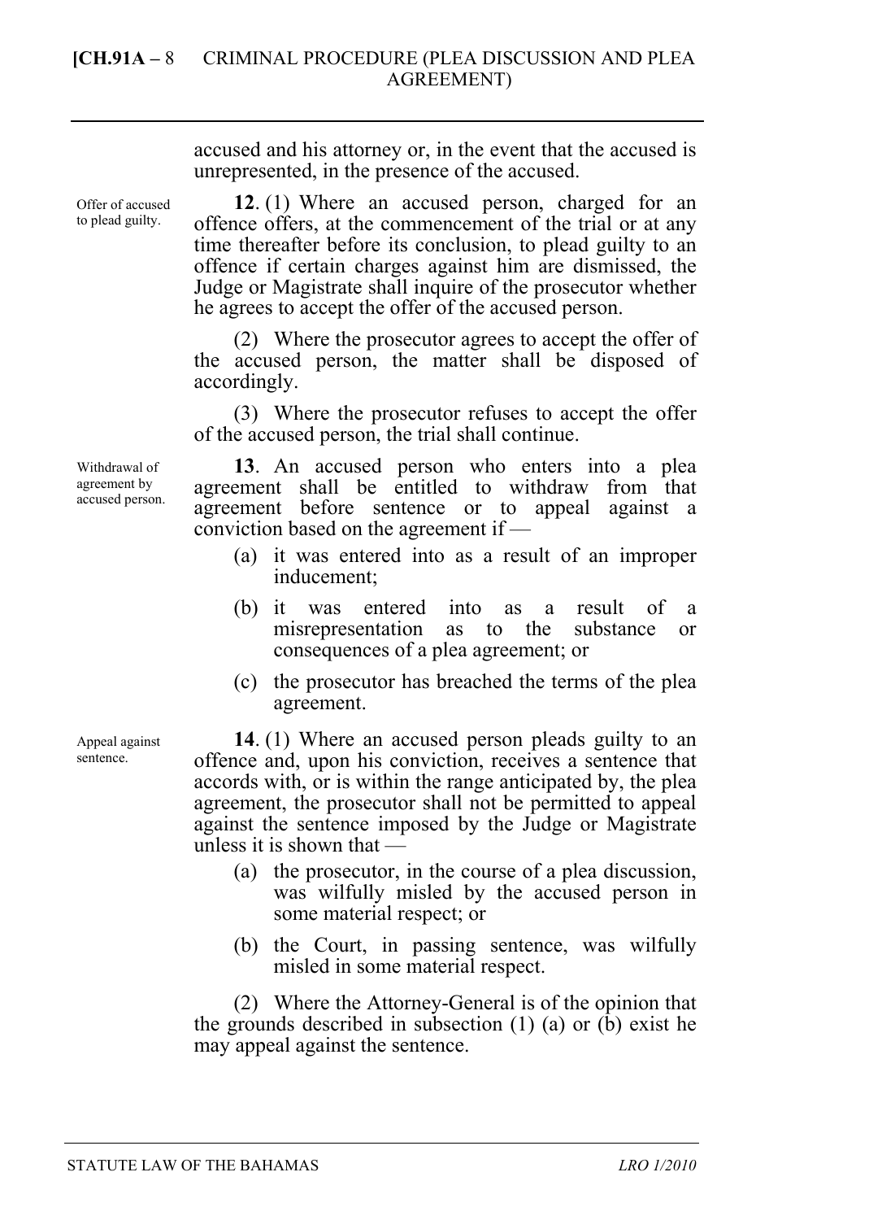accused and his attorney or, in the event that the accused is unrepresented, in the presence of the accused.

*Offer of accused to plead guilty.*

**12**. (1) Where an accused person, charged for an offence offers, at the commencement of the trial or at any time thereafter before its conclusion, to plead guilty to an offence if certain charges against him are dismissed, the Judge or Magistrate shall inquire of the prosecutor whether he agrees to accept the offer of the accused person.

(2) Where the prosecutor agrees to accept the offer of the accused person, the matter shall be disposed of accordingly.

(3) Where the prosecutor refuses to accept the offer of the accused person, the trial shall continue.

*Withdrawal of agreement by accused person.*

**13**. An accused person who enters into a plea agreement shall be entitled to withdraw from that agreement before sentence or to appeal against a conviction based on the agreement if —

(a) it was entered into as a result of an improper inducement;

(b) it was entered into as a result of a misrepresentation as to the substance or consequences of a plea agreement; or

(c) the prosecutor has breached the terms of the plea agreement.

*Appeal against sentence.*

**14**. (1) Where an accused person pleads guilty to an offence and, upon his conviction, receives a sentence that accords with, or is within the range anticipated by, the plea agreement, the prosecutor shall not be permitted to appeal against the sentence imposed by the Judge or Magistrate unless it is shown that —

(a) the prosecutor, in the course of a plea discussion, was wilfully misled by the accused person in some material respect; or

(b) the Court, in passing sentence, was wilfully misled in some material respect.

(2) Where the Attorney-General is of the opinion that the grounds described in subsection (1) (a) or (b) exist he may appeal against the sentence.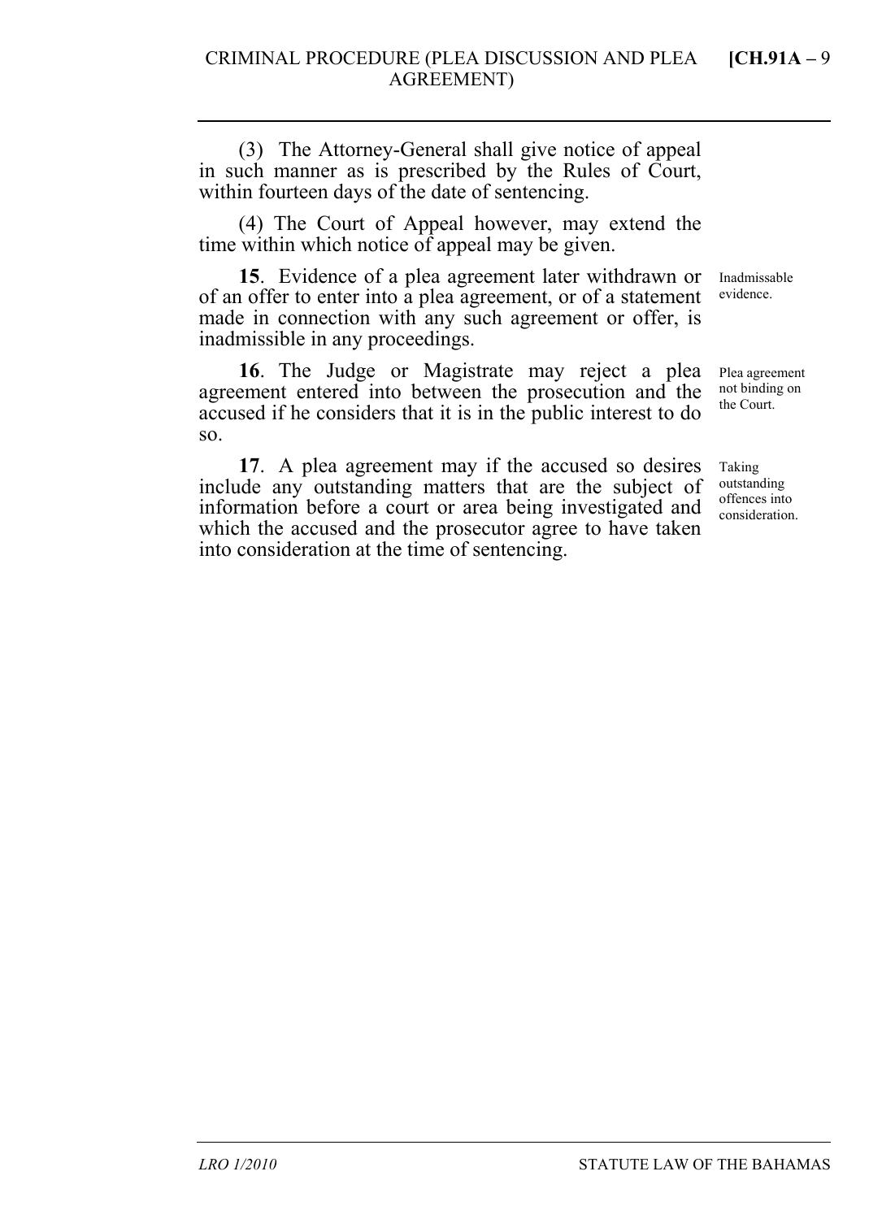(3) The Attorney-General shall give notice of appeal in such manner as is prescribed by the Rules of Court, within fourteen days of the date of sentencing.

(4) The Court of Appeal however, may extend the time within which notice of appeal may be given.

*Inadmissable evidence.*

**15**. Evidence of a plea agreement later withdrawn or of an offer to enter into a plea agreement, or of a statement made in connection with any such agreement or offer, is inadmissible in any proceedings.

*Plea agreement not binding on the Court.*

**16**. The Judge or Magistrate may reject a plea agreement entered into between the prosecution and the accused if he considers that it is in the public interest to do so.

*Taking outstanding offences into consideration.*

**17**. A plea agreement may if the accused so desires include any outstanding matters that are the subject of information before a court or area being investigated and which the accused and the prosecutor agree to have taken into consideration at the time of sentencing.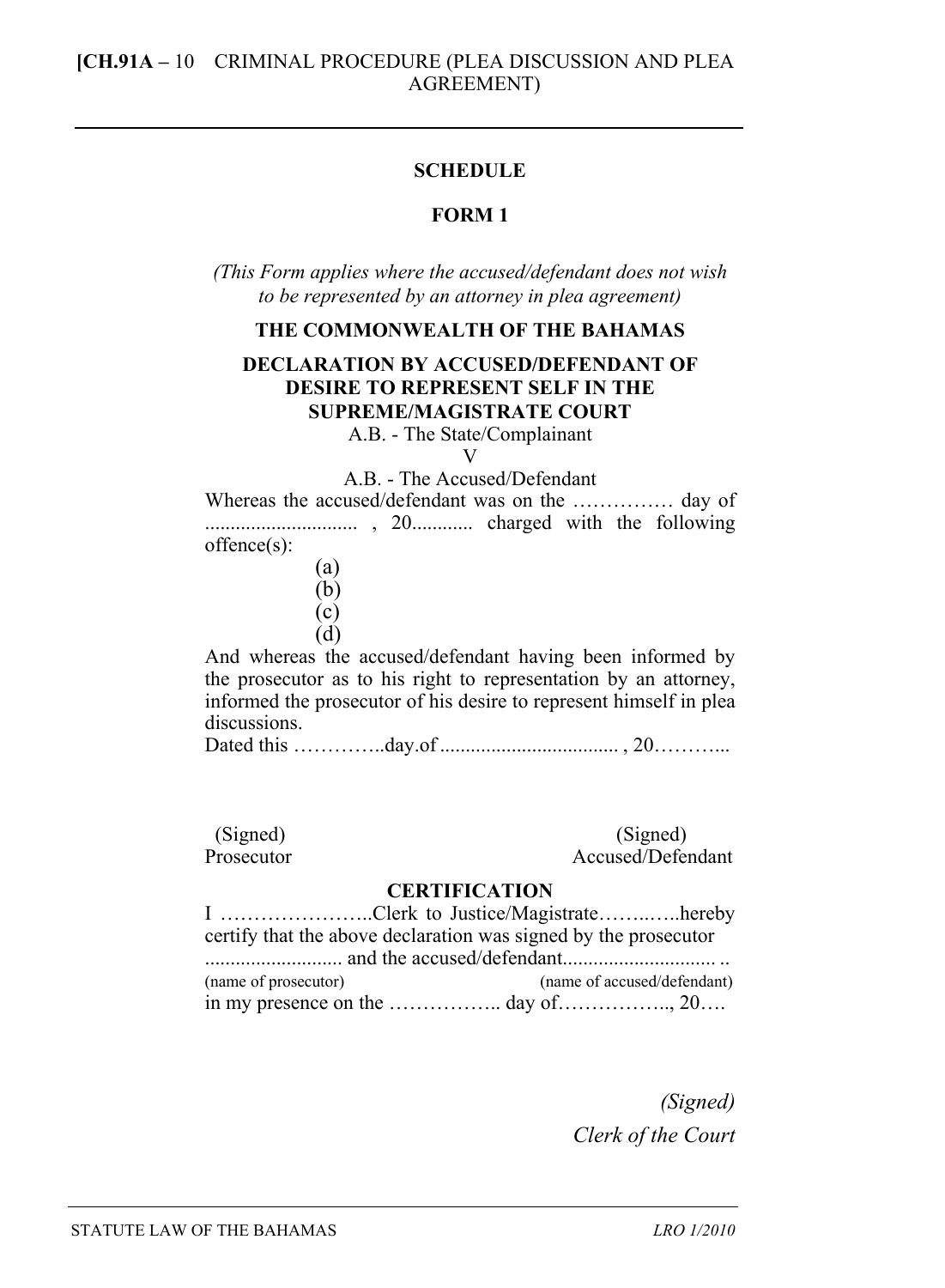## SCHEDULE

### FORM 1

*(This Form applies where the accused/defendant does not wish to be represented by an attorney in plea agreement)*

**THE COMMONWEALTH OF THE BAHAMAS**

**DECLARATION BY ACCUSED/DEFENDANT OF DESIRE TO REPRESENT SELF IN THE SUPREME/MAGISTRATE COURT**

A.B. - The State/Complainant

V

A.B. - The Accused/Defendant

Whereas the accused/defendant was on the …………… day of ............................ , 20........... charged with the following offence(s):

(a)
(b)
(c)
(d)

And whereas the accused/defendant having been informed by the prosecutor as to his right to representation by an attorney, informed the prosecutor of his desire to represent himself in plea discussions.

Dated this …………..day.of .................................. , 20………...

(Signed)
Prosecutor

(Signed)
Accused/Defendant

**CERTIFICATION**

I …………………..Clerk to Justice/Magistrate……..…..hereby certify that the above declaration was signed by the prosecutor .......................... and the accused/defendant............................. ..
(name of prosecutor) (name of accused/defendant)
in my presence on the …………….. day of…………….., 20….

*(Signed)*
*Clerk of the Court*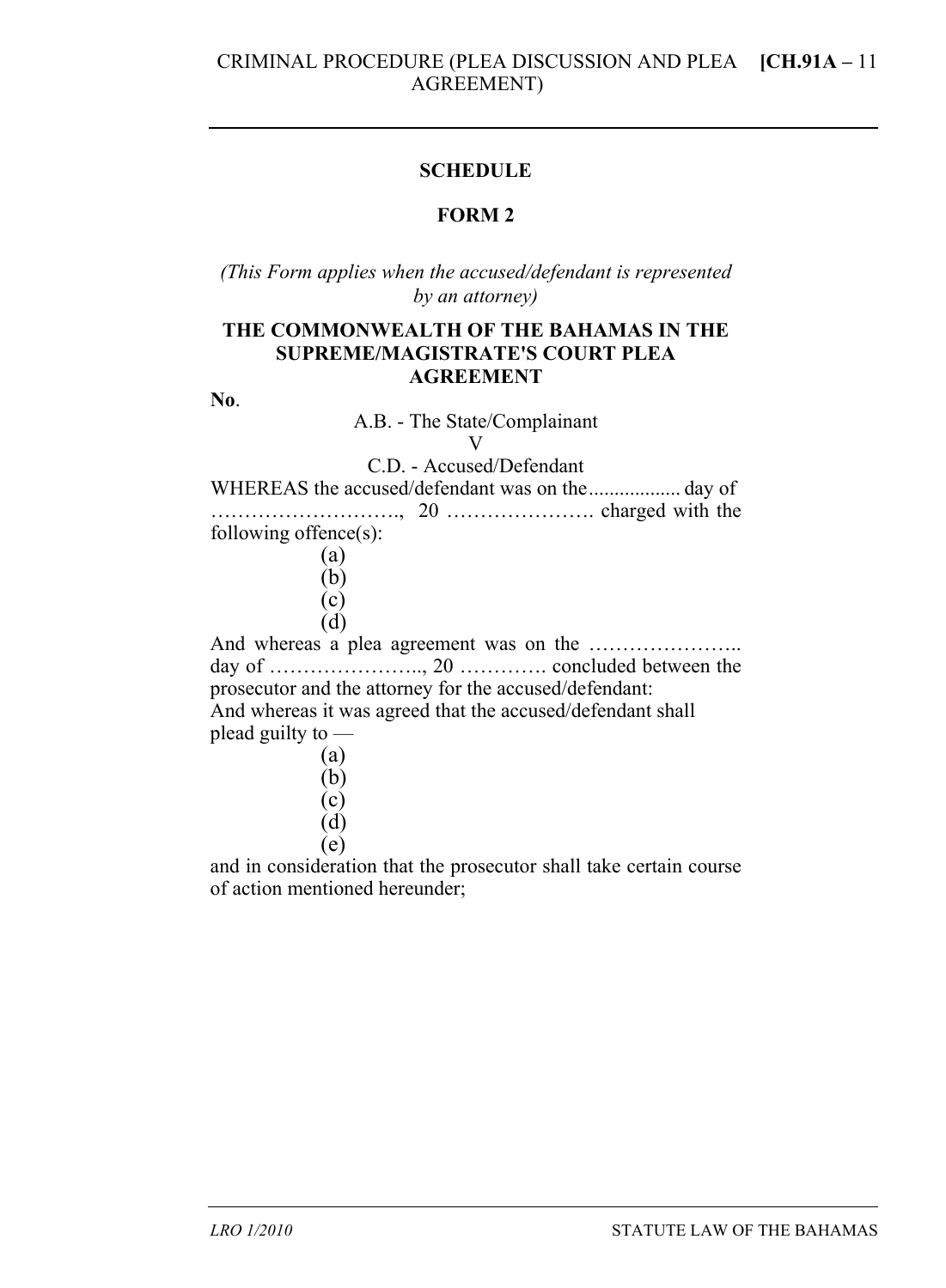## SCHEDULE

### FORM 2

*(This Form applies when the accused/defendant is represented by an attorney)*

**THE COMMONWEALTH OF THE BAHAMAS IN THE SUPREME/MAGISTRATE'S COURT PLEA AGREEMENT**

**No**.

A.B. - The State/Complainant

V

C.D. - Accused/Defendant

WHEREAS the accused/defendant was on the.................. day of ……………………….., 20 …………………. charged with the following offence(s):

(a)
(b)
(c)
(d)

And whereas a plea agreement was on the ………………….. day of ………………….., 20 …………. concluded between the prosecutor and the attorney for the accused/defendant:

And whereas it was agreed that the accused/defendant shall plead guilty to —

(a)
(b)
(c)
(d)
(e)

and in consideration that the prosecutor shall take certain course of action mentioned hereunder;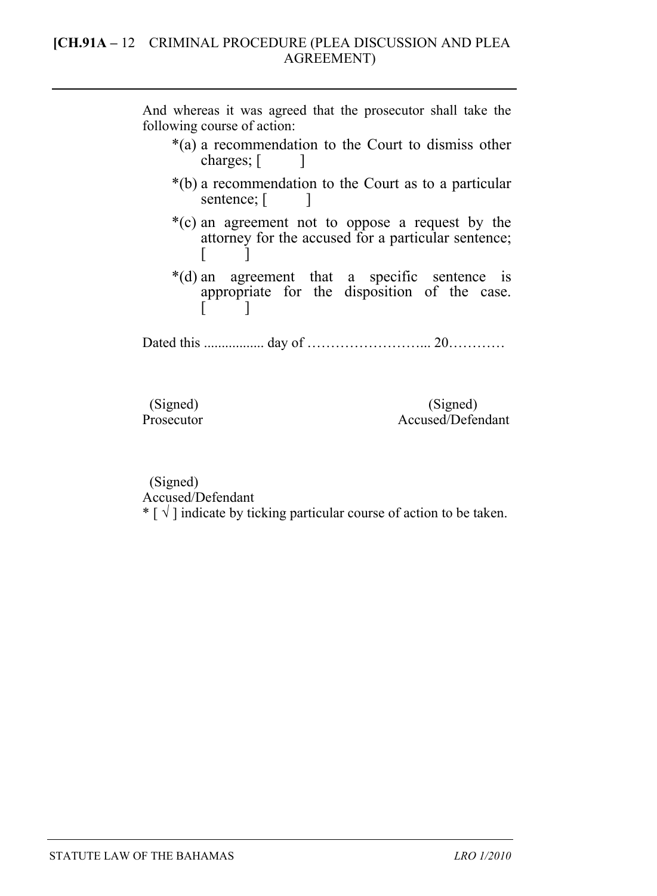And whereas it was agreed that the prosecutor shall take the following course of action:

*(a) a recommendation to the Court to dismiss other charges; [ ]

*(b) a recommendation to the Court as to a particular sentence; [ ]

*(c) an agreement not to oppose a request by the attorney for the accused for a particular sentence; [ ]

*(d) an agreement that a specific sentence is appropriate for the disposition of the case. [ ]

Dated this ................. day of …………………….. 20…………

(Signed)
Prosecutor

(Signed)
Accused/Defendant

(Signed)
Accused/Defendant

* [ √ ] indicate by ticking particular course of action to be taken.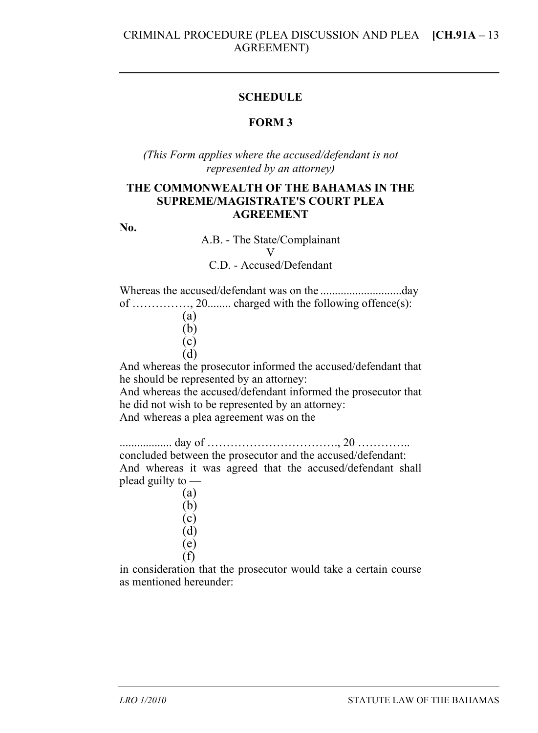## SCHEDULE

## FORM 3

*(This Form applies where the accused/defendant is not represented by an attorney)*

**THE COMMONWEALTH OF THE BAHAMAS IN THE SUPREME/MAGISTRATE'S COURT PLEA AGREEMENT**

**No.**

A.B. - The State/Complainant
V
C.D. - Accused/Defendant

Whereas the accused/defendant was on the ............................day of ……………, 20........ charged with the following offence(s):

(a)
(b)
(c)
(d)

And whereas the prosecutor informed the accused/defendant that he should be represented by an attorney:

And whereas the accused/defendant informed the prosecutor that he did not wish to be represented by an attorney:

And whereas a plea agreement was on the

.................. day of ……………………………., 20 …………..

concluded between the prosecutor and the accused/defendant:

And whereas it was agreed that the accused/defendant shall plead guilty to —

(a)
(b)
(c)
(d)
(e)
(f)

in consideration that the prosecutor would take a certain course as mentioned hereunder: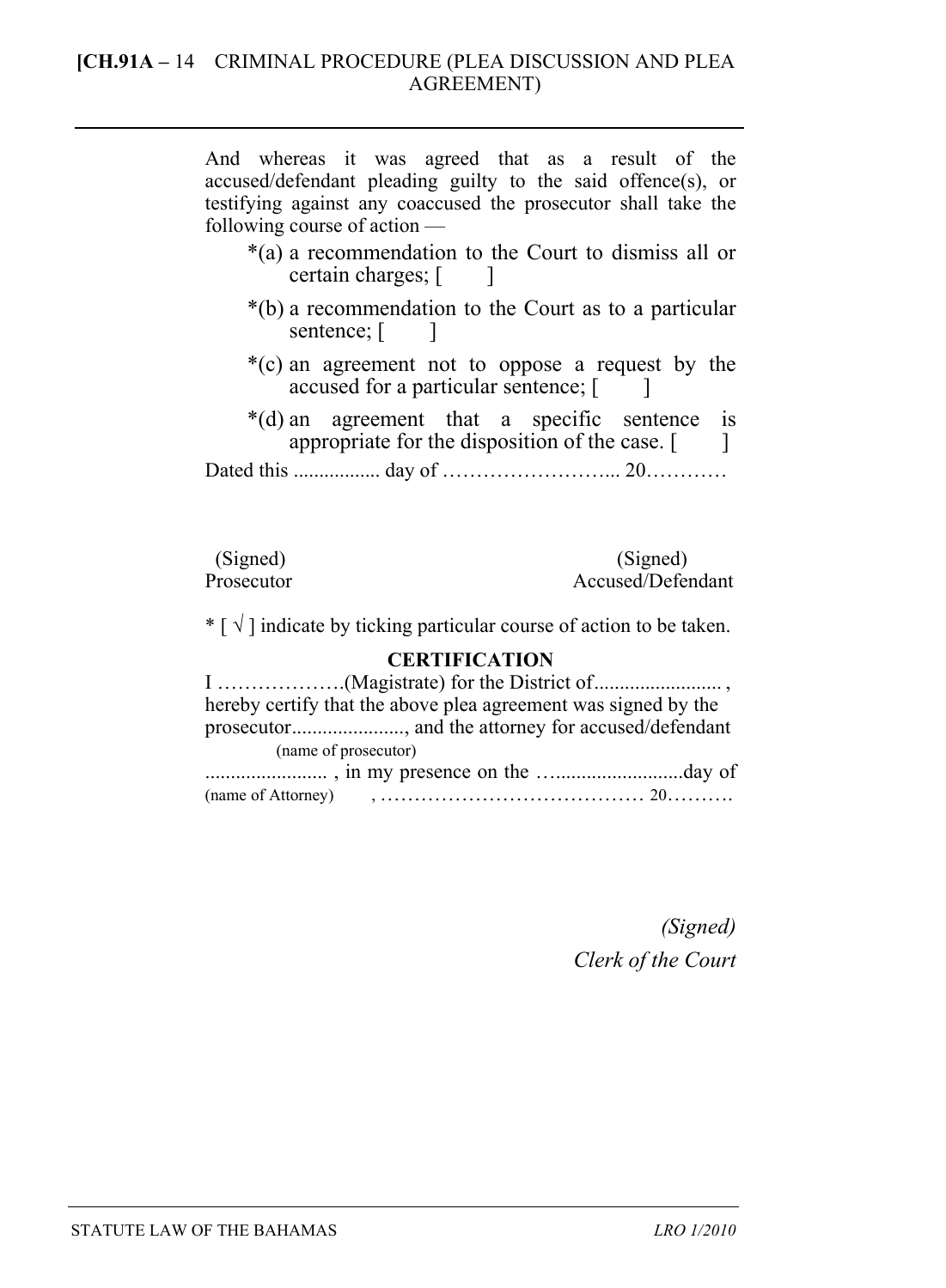And whereas it was agreed that as a result of the accused/defendant pleading guilty to the said offence(s), or testifying against any coaccused the prosecutor shall take the following course of action —

*(a) a recommendation to the Court to dismiss all or certain charges; [ ]

*(b) a recommendation to the Court as to a particular sentence; [ ]

*(c) an agreement not to oppose a request by the accused for a particular sentence; [ ]

*(d) an agreement that a specific sentence is appropriate for the disposition of the case. [ ]

Dated this ................. day of ……………………... 20…………

(Signed)
Prosecutor

(Signed)
Accused/Defendant

* [ √ ] indicate by ticking particular course of action to be taken.

**CERTIFICATION**

I ……………….(Magistrate) for the District of......................... , hereby certify that the above plea agreement was signed by the prosecutor......................, and the attorney for accused/defendant
(name of prosecutor)
........................ , in my presence on the …........................day of
(name of Attorney) , ………………………………… 20……….

*(Signed)*
*Clerk of the Court*